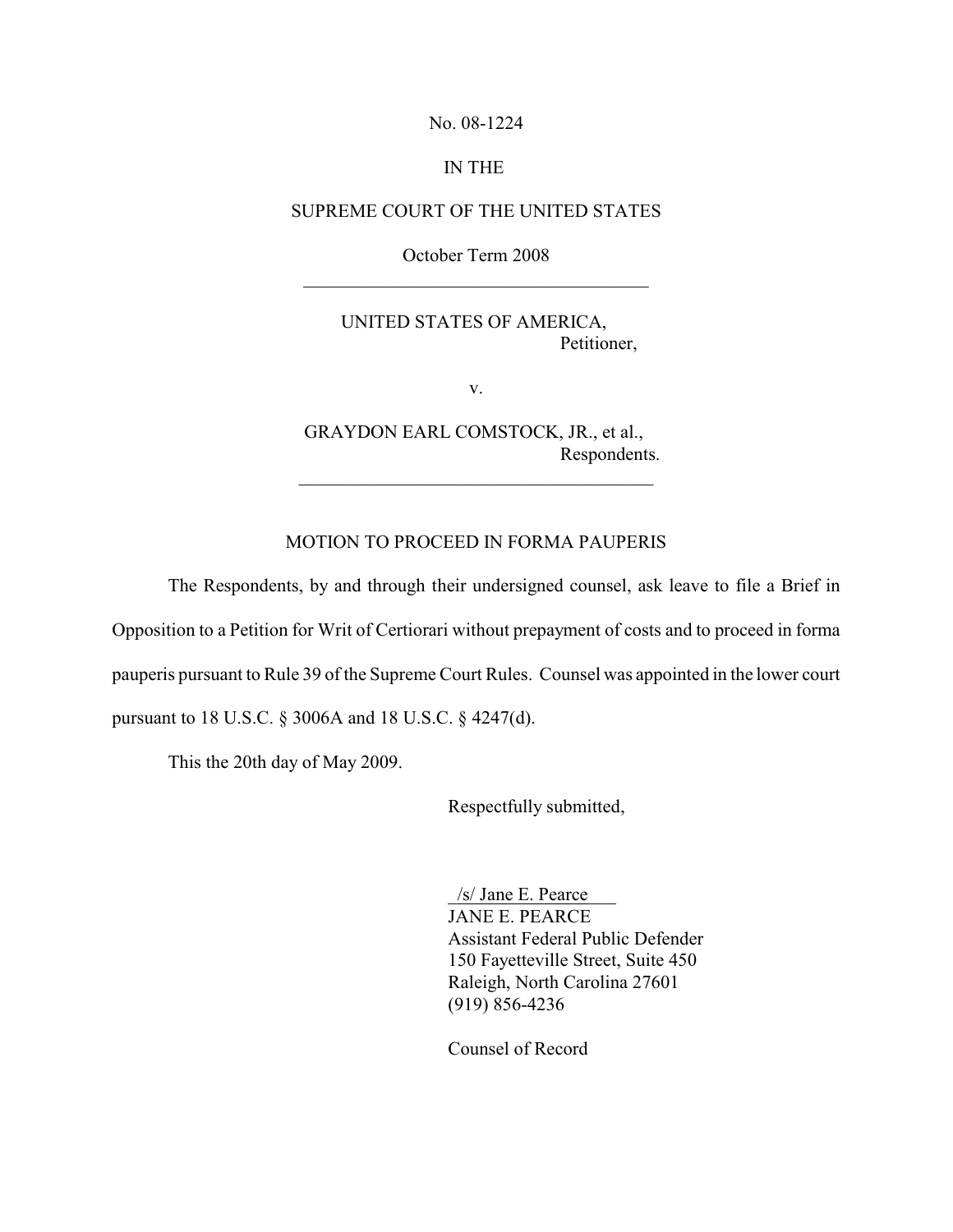No. 08-1224

IN THE

SUPREME COURT OF THE UNITED STATES

October Term 2008

---

UNITED STATES OF AMERICA,
Petitioner,

v.

GRAYDON EARL COMSTOCK, JR., et al.,
Respondents.

---

## MOTION TO PROCEED IN FORMA PAUPERIS

The Respondents, by and through their undersigned counsel, ask leave to file a Brief in Opposition to a Petition for Writ of Certiorari without prepayment of costs and to proceed in forma pauperis pursuant to Rule 39 of the Supreme Court Rules. Counsel was appointed in the lower court pursuant to 18 U.S.C. § 3006A and 18 U.S.C. § 4247(d).

This the 20th day of May 2009.

Respectfully submitted,

/s/ Jane E. Pearce
JANE E. PEARCE
Assistant Federal Public Defender
150 Fayetteville Street, Suite 450
Raleigh, North Carolina 27601
(919) 856-4236

Counsel of Record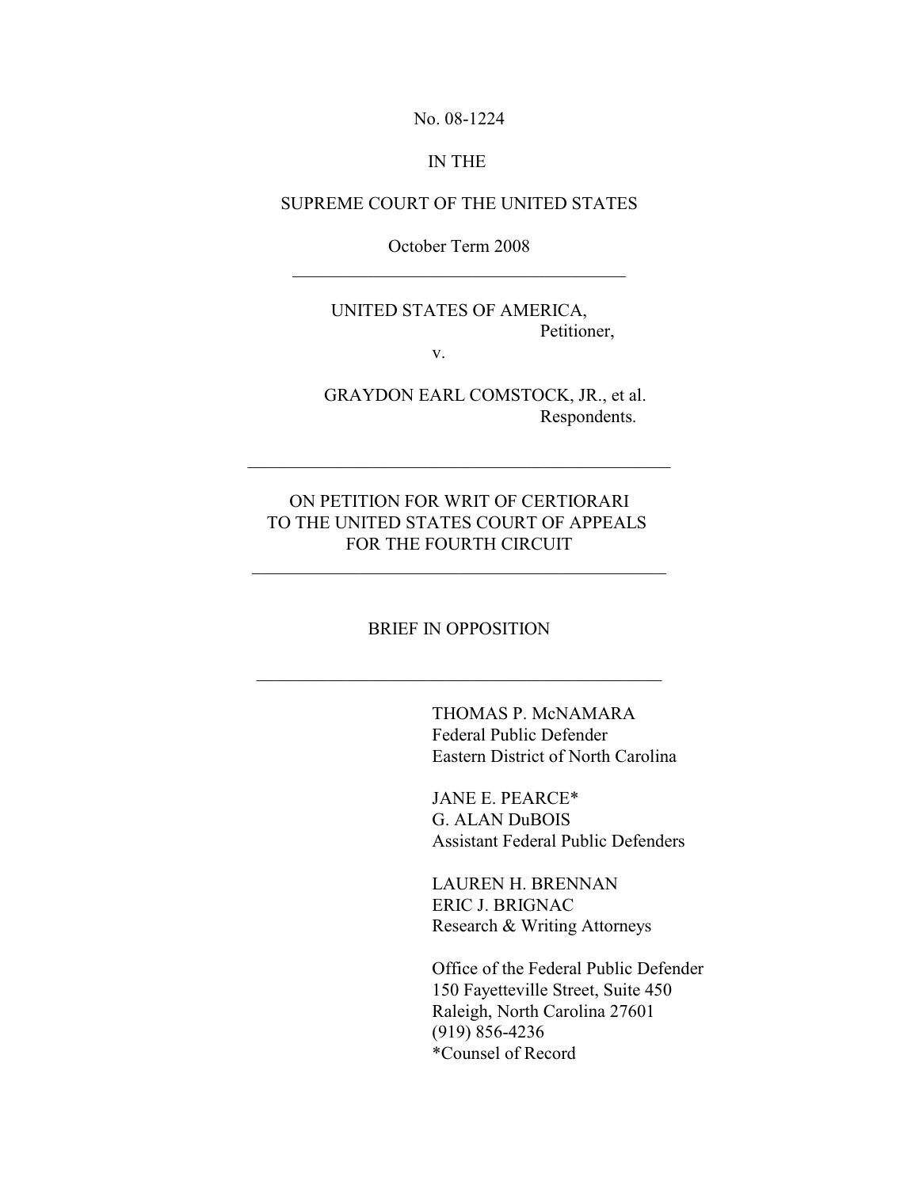No. 08-1224

IN THE

SUPREME COURT OF THE UNITED STATES

October Term 2008

---

UNITED STATES OF AMERICA,
Petitioner,

v.

GRAYDON EARL COMSTOCK, JR., et al.
Respondents.

---

ON PETITION FOR WRIT OF CERTIORARI
TO THE UNITED STATES COURT OF APPEALS
FOR THE FOURTH CIRCUIT

---

BRIEF IN OPPOSITION

---

THOMAS P. McNAMARA
Federal Public Defender
Eastern District of North Carolina

JANE E. PEARCE*
G. ALAN DuBOIS
Assistant Federal Public Defenders

LAUREN H. BRENNAN
ERIC J. BRIGNAC
Research & Writing Attorneys

Office of the Federal Public Defender
150 Fayetteville Street, Suite 450
Raleigh, North Carolina 27601
(919) 856-4236
*Counsel of Record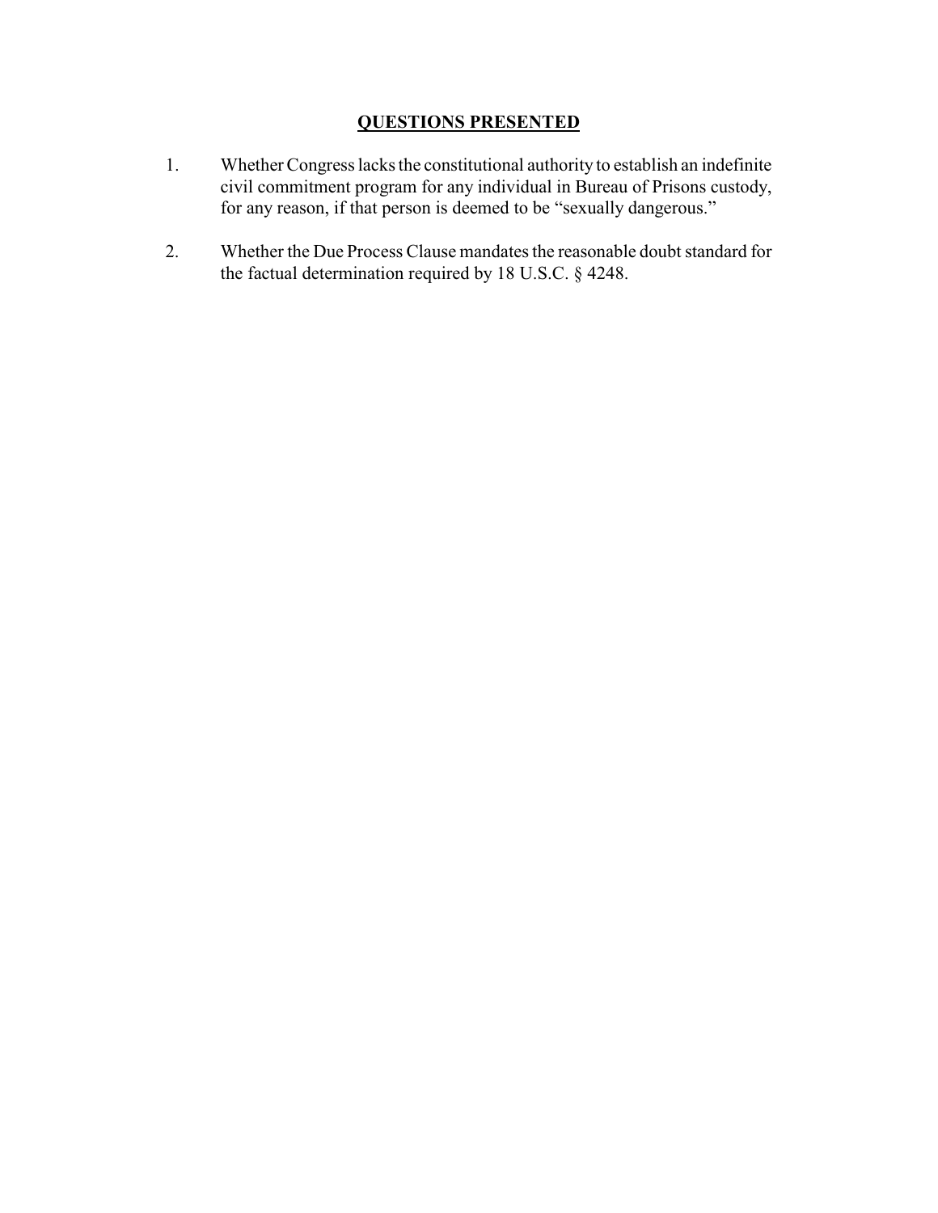## QUESTIONS PRESENTED

1. Whether Congress lacks the constitutional authority to establish an indefinite civil commitment program for any individual in Bureau of Prisons custody, for any reason, if that person is deemed to be "sexually dangerous."

2. Whether the Due Process Clause mandates the reasonable doubt standard for the factual determination required by 18 U.S.C. § 4248.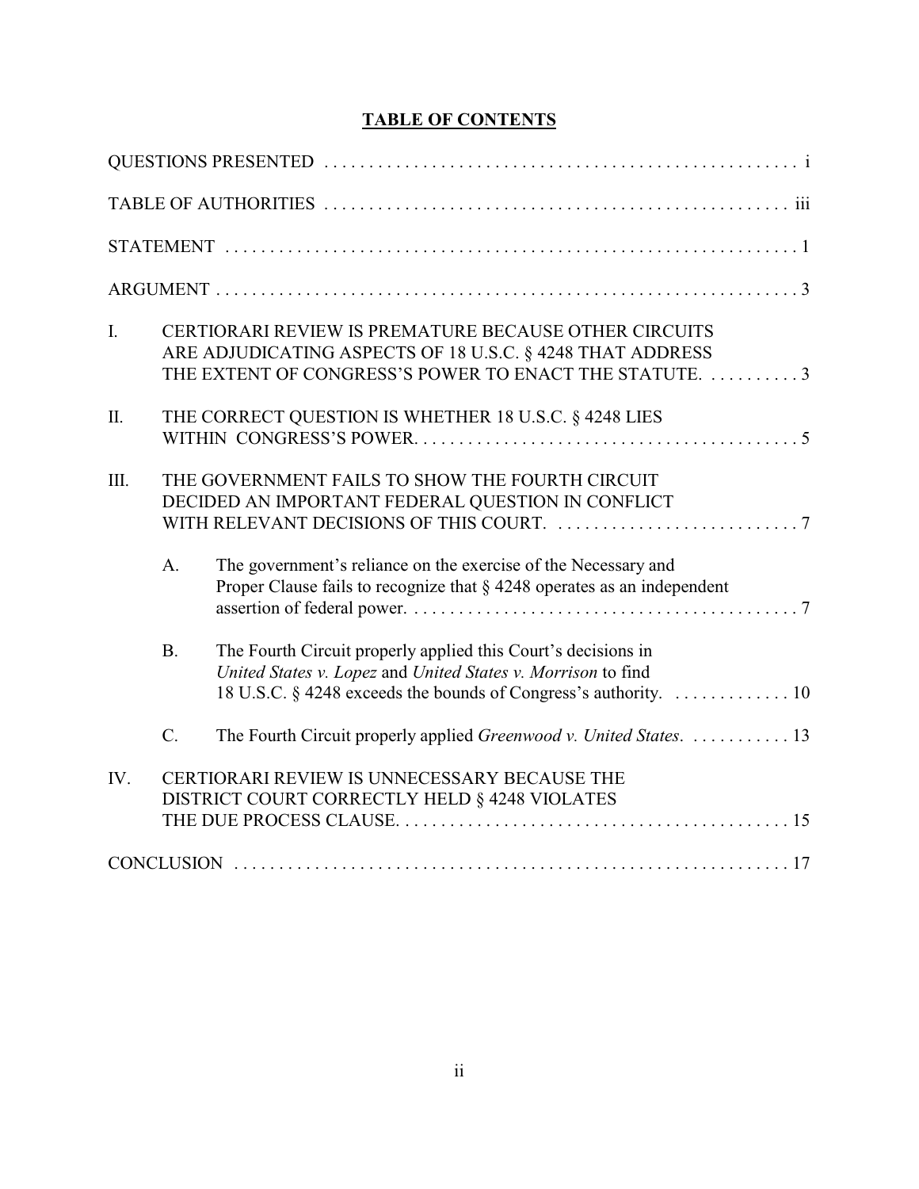# TABLE OF CONTENTS

QUESTIONS PRESENTED . . . . . . . . . . . . . . . . . . . . . . . . . . . . . . . . . . . . . . . . . . . . . . . . . . . . i

TABLE OF AUTHORITIES . . . . . . . . . . . . . . . . . . . . . . . . . . . . . . . . . . . . . . . . . . . . . . . . . . iii

STATEMENT . . . . . . . . . . . . . . . . . . . . . . . . . . . . . . . . . . . . . . . . . . . . . . . . . . . . . . . . . . . . . 1

ARGUMENT . . . . . . . . . . . . . . . . . . . . . . . . . . . . . . . . . . . . . . . . . . . . . . . . . . . . . . . . . . . . . . 3

I. CERTIORARI REVIEW IS PREMATURE BECAUSE OTHER CIRCUITS ARE ADJUDICATING ASPECTS OF 18 U.S.C. § 4248 THAT ADDRESS THE EXTENT OF CONGRESS'S POWER TO ENACT THE STATUTE. . . . . . . . . . . 3

II. THE CORRECT QUESTION IS WHETHER 18 U.S.C. § 4248 LIES WITHIN CONGRESS'S POWER. . . . . . . . . . . . . . . . . . . . . . . . . . . . . . . . . . . . . . . . . . . 5

III. THE GOVERNMENT FAILS TO SHOW THE FOURTH CIRCUIT DECIDED AN IMPORTANT FEDERAL QUESTION IN CONFLICT WITH RELEVANT DECISIONS OF THIS COURT. . . . . . . . . . . . . . . . . . . . . . . . . . . . 7

- A. The government's reliance on the exercise of the Necessary and Proper Clause fails to recognize that § 4248 operates as an independent assertion of federal power. . . . . . . . . . . . . . . . . . . . . . . . . . . . . . . . . . . . . . . . . . . . 7
- B. The Fourth Circuit properly applied this Court's decisions in *United States v. Lopez* and *United States v. Morrison* to find 18 U.S.C. § 4248 exceeds the bounds of Congress's authority. . . . . . . . . . . . . 10
- C. The Fourth Circuit properly applied *Greenwood v. United States*. . . . . . . . . . . 13

IV. CERTIORARI REVIEW IS UNNECESSARY BECAUSE THE DISTRICT COURT CORRECTLY HELD § 4248 VIOLATES THE DUE PROCESS CLAUSE. . . . . . . . . . . . . . . . . . . . . . . . . . . . . . . . . . . . . . . . . . . 15

CONCLUSION . . . . . . . . . . . . . . . . . . . . . . . . . . . . . . . . . . . . . . . . . . . . . . . . . . . . . . . . . . . . . 17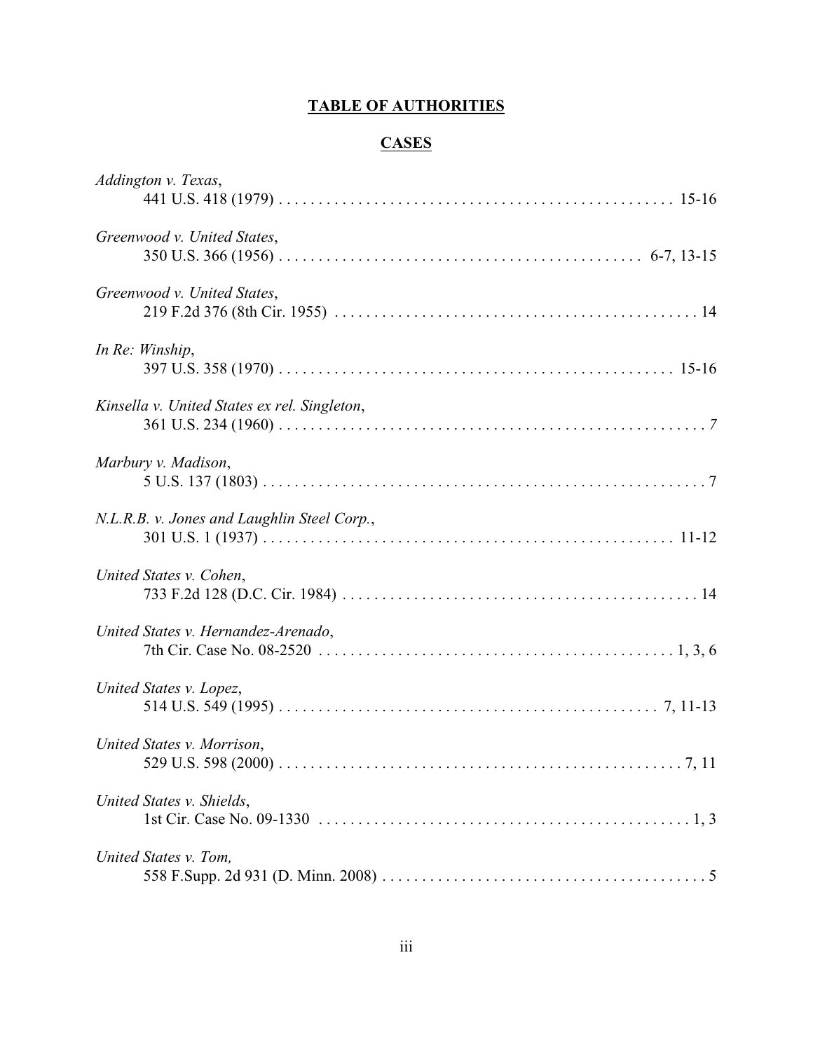# TABLE OF AUTHORITIES

## CASES

*Addington v. Texas*,
441 U.S. 418 (1979) . . . . . . . . . . . . . . . . . . . . . . . . . . . . . . . . . . . . . . . . . . . . . . . . . 15-16

*Greenwood v. United States*,
350 U.S. 366 (1956) . . . . . . . . . . . . . . . . . . . . . . . . . . . . . . . . . . . . . . . . . . . . . 6-7, 13-15

*Greenwood v. United States*,
219 F.2d 376 (8th Cir. 1955) . . . . . . . . . . . . . . . . . . . . . . . . . . . . . . . . . . . . . . . . . . . . . 14

*In Re: Winship*,
397 U.S. 358 (1970) . . . . . . . . . . . . . . . . . . . . . . . . . . . . . . . . . . . . . . . . . . . . . . . . . 15-16

*Kinsella v. United States ex rel. Singleton*,
361 U.S. 234 (1960) . . . . . . . . . . . . . . . . . . . . . . . . . . . . . . . . . . . . . . . . . . . . . . . . . . . . *7*

*Marbury v. Madison*,
5 U.S. 137 (1803) . . . . . . . . . . . . . . . . . . . . . . . . . . . . . . . . . . . . . . . . . . . . . . . . . . . . . . 7

*N.L.R.B. v. Jones and Laughlin Steel Corp.*,
301 U.S. 1 (1937) . . . . . . . . . . . . . . . . . . . . . . . . . . . . . . . . . . . . . . . . . . . . . . . . . . . 11-12

*United States v. Cohen*,
733 F.2d 128 (D.C. Cir. 1984) . . . . . . . . . . . . . . . . . . . . . . . . . . . . . . . . . . . . . . . . . . . . 14

*United States v. Hernandez-Arenado*,
7th Cir. Case No. 08-2520 . . . . . . . . . . . . . . . . . . . . . . . . . . . . . . . . . . . . . . . . . . . . 1, 3, 6

*United States v. Lopez*,
514 U.S. 549 (1995) . . . . . . . . . . . . . . . . . . . . . . . . . . . . . . . . . . . . . . . . . . . . . . . 7, 11-13

*United States v. Morrison*,
529 U.S. 598 (2000) . . . . . . . . . . . . . . . . . . . . . . . . . . . . . . . . . . . . . . . . . . . . . . . . . . . 7, 11

*United States v. Shields*,
1st Cir. Case No. 09-1330 . . . . . . . . . . . . . . . . . . . . . . . . . . . . . . . . . . . . . . . . . . . . . . . 1, 3

*United States v. Tom,*
558 F.Supp. 2d 931 (D. Minn. 2008) . . . . . . . . . . . . . . . . . . . . . . . . . . . . . . . . . . . . . . . . 5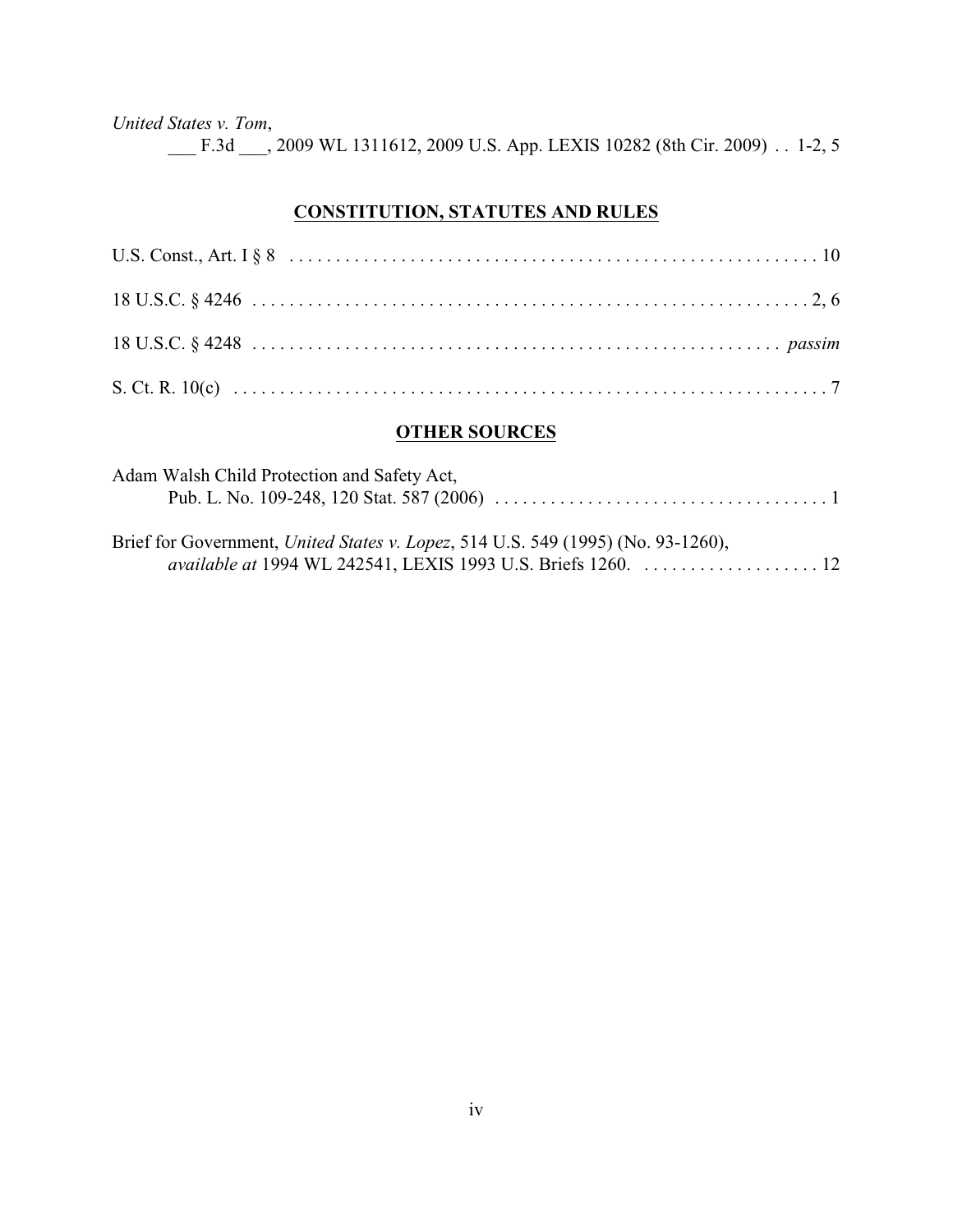*United States v. Tom*,
___ F.3d ___, 2009 WL 1311612, 2009 U.S. App. LEXIS 10282 (8th Cir. 2009) . . 1-2, 5

## CONSTITUTION, STATUTES AND RULES

U.S. Const., Art. I § 8 . . . . . . . . . . . . . . . . . . . . . . . . . . . . . . . . . . . . . . . . . . . . . . . . . . . . . . . 10

18 U.S.C. § 4246 . . . . . . . . . . . . . . . . . . . . . . . . . . . . . . . . . . . . . . . . . . . . . . . . . . . . . . . . . . 2, 6

18 U.S.C. § 4248 . . . . . . . . . . . . . . . . . . . . . . . . . . . . . . . . . . . . . . . . . . . . . . . . . . . . . . . *passim*

S. Ct. R. 10(c) . . . . . . . . . . . . . . . . . . . . . . . . . . . . . . . . . . . . . . . . . . . . . . . . . . . . . . . . . . . . . . 7

## OTHER SOURCES

Adam Walsh Child Protection and Safety Act,
Pub. L. No. 109-248, 120 Stat. 587 (2006) . . . . . . . . . . . . . . . . . . . . . . . . . . . . . . . . . . . . 1

Brief for Government, *United States v. Lopez*, 514 U.S. 549 (1995) (No. 93-1260),
*available at* 1994 WL 242541, LEXIS 1993 U.S. Briefs 1260. . . . . . . . . . . . . . . . . . . . 12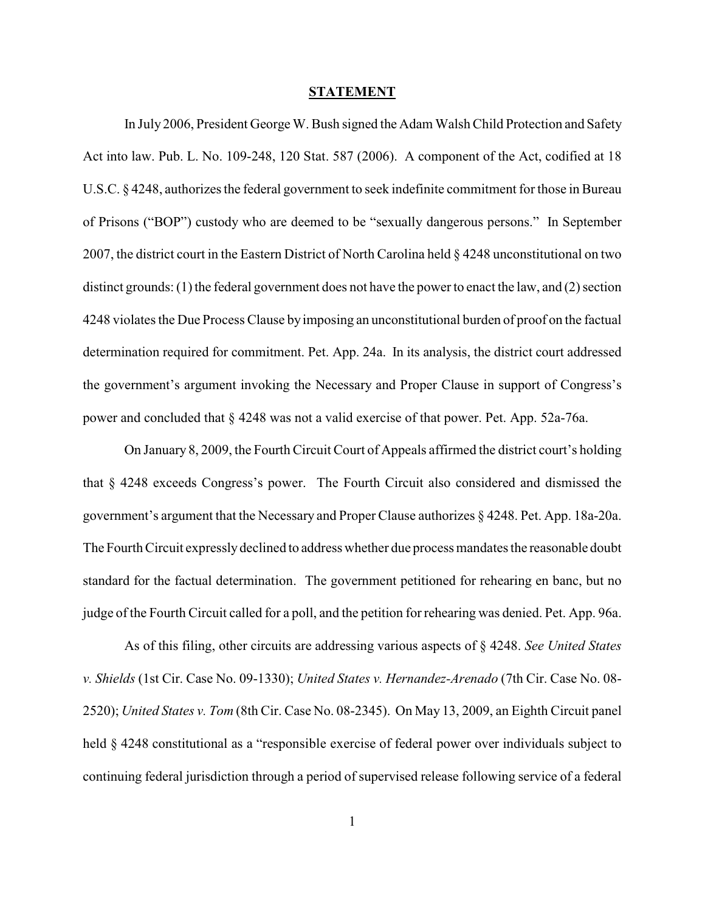## STATEMENT

In July 2006, President George W. Bush signed the Adam Walsh Child Protection and Safety Act into law. Pub. L. No. 109-248, 120 Stat. 587 (2006). A component of the Act, codified at 18 U.S.C. § 4248, authorizes the federal government to seek indefinite commitment for those in Bureau of Prisons ("BOP") custody who are deemed to be "sexually dangerous persons." In September 2007, the district court in the Eastern District of North Carolina held § 4248 unconstitutional on two distinct grounds: (1) the federal government does not have the power to enact the law, and (2) section 4248 violates the Due Process Clause by imposing an unconstitutional burden of proof on the factual determination required for commitment. Pet. App. 24a. In its analysis, the district court addressed the government's argument invoking the Necessary and Proper Clause in support of Congress's power and concluded that § 4248 was not a valid exercise of that power. Pet. App. 52a-76a.

On January 8, 2009, the Fourth Circuit Court of Appeals affirmed the district court's holding that § 4248 exceeds Congress's power. The Fourth Circuit also considered and dismissed the government's argument that the Necessary and Proper Clause authorizes § 4248. Pet. App. 18a-20a. The Fourth Circuit expressly declined to address whether due process mandates the reasonable doubt standard for the factual determination. The government petitioned for rehearing en banc, but no judge of the Fourth Circuit called for a poll, and the petition for rehearing was denied. Pet. App. 96a.

As of this filing, other circuits are addressing various aspects of § 4248. *See United States v. Shields* (1st Cir. Case No. 09-1330); *United States v. Hernandez-Arenado* (7th Cir. Case No. 08-2520); *United States v. Tom* (8th Cir. Case No. 08-2345). On May 13, 2009, an Eighth Circuit panel held § 4248 constitutional as a "responsible exercise of federal power over individuals subject to continuing federal jurisdiction through a period of supervised release following service of a federal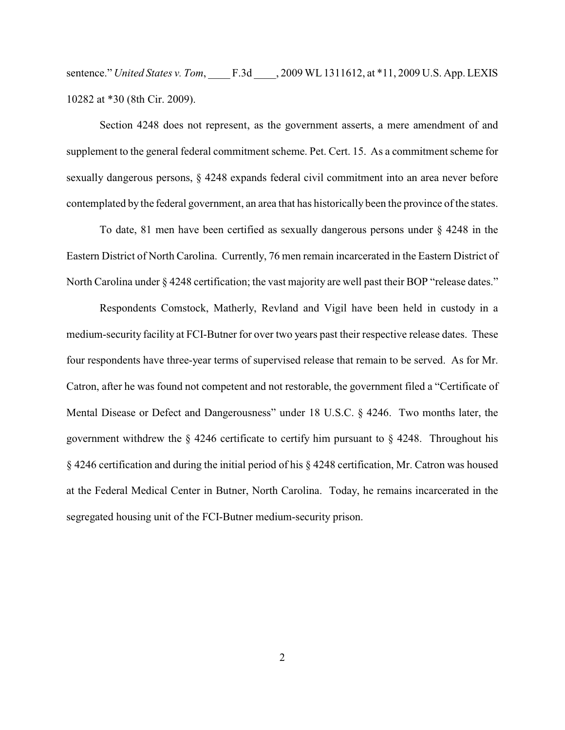sentence." *United States v. Tom*, ____ F.3d ____, 2009 WL 1311612, at *11, 2009 U.S. App. LEXIS 10282 at *30 (8th Cir. 2009).

Section 4248 does not represent, as the government asserts, a mere amendment of and supplement to the general federal commitment scheme. Pet. Cert. 15. As a commitment scheme for sexually dangerous persons, § 4248 expands federal civil commitment into an area never before contemplated by the federal government, an area that has historically been the province of the states.

To date, 81 men have been certified as sexually dangerous persons under § 4248 in the Eastern District of North Carolina. Currently, 76 men remain incarcerated in the Eastern District of North Carolina under § 4248 certification; the vast majority are well past their BOP "release dates."

Respondents Comstock, Matherly, Revland and Vigil have been held in custody in a medium-security facility at FCI-Butner for over two years past their respective release dates. These four respondents have three-year terms of supervised release that remain to be served. As for Mr. Catron, after he was found not competent and not restorable, the government filed a "Certificate of Mental Disease or Defect and Dangerousness" under 18 U.S.C. § 4246. Two months later, the government withdrew the § 4246 certificate to certify him pursuant to § 4248. Throughout his § 4246 certification and during the initial period of his § 4248 certification, Mr. Catron was housed at the Federal Medical Center in Butner, North Carolina. Today, he remains incarcerated in the segregated housing unit of the FCI-Butner medium-security prison.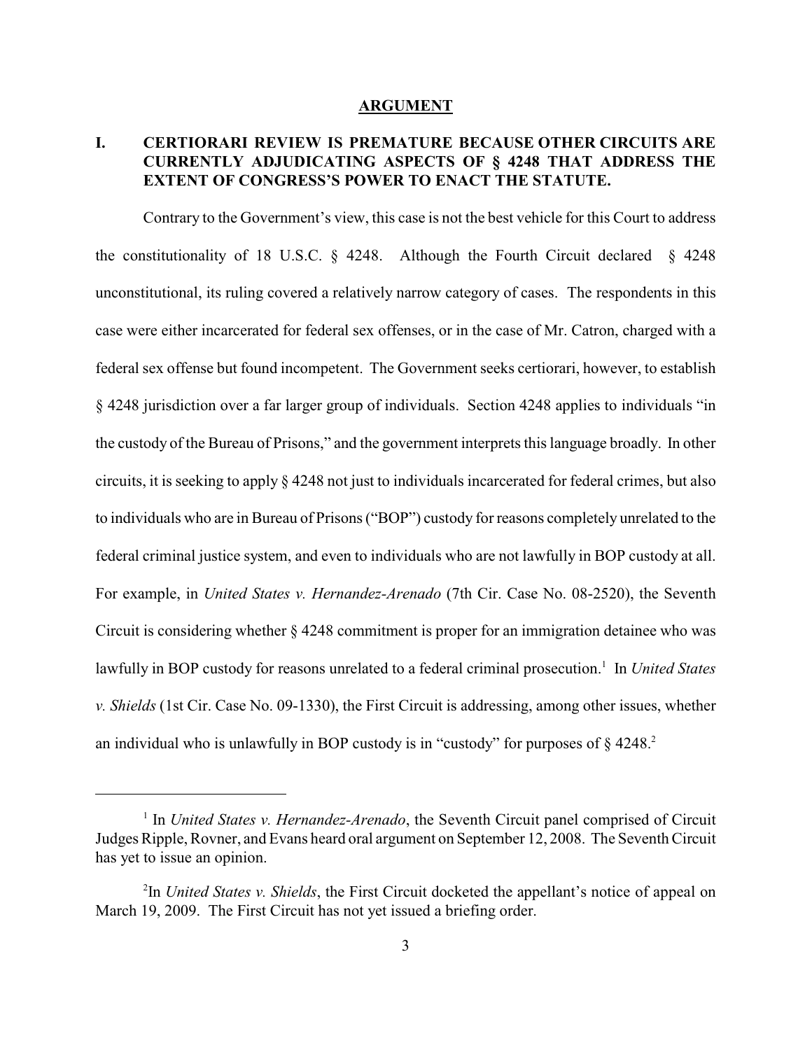## ARGUMENT

### I. CERTIORARI REVIEW IS PREMATURE BECAUSE OTHER CIRCUITS ARE CURRENTLY ADJUDICATING ASPECTS OF § 4248 THAT ADDRESS THE EXTENT OF CONGRESS'S POWER TO ENACT THE STATUTE.

Contrary to the Government's view, this case is not the best vehicle for this Court to address the constitutionality of 18 U.S.C. § 4248. Although the Fourth Circuit declared § 4248 unconstitutional, its ruling covered a relatively narrow category of cases. The respondents in this case were either incarcerated for federal sex offenses, or in the case of Mr. Catron, charged with a federal sex offense but found incompetent. The Government seeks certiorari, however, to establish § 4248 jurisdiction over a far larger group of individuals. Section 4248 applies to individuals "in the custody of the Bureau of Prisons," and the government interprets this language broadly. In other circuits, it is seeking to apply § 4248 not just to individuals incarcerated for federal crimes, but also to individuals who are in Bureau of Prisons ("BOP") custody for reasons completely unrelated to the federal criminal justice system, and even to individuals who are not lawfully in BOP custody at all. For example, in *United States v. Hernandez-Arenado* (7th Cir. Case No. 08-2520), the Seventh Circuit is considering whether § 4248 commitment is proper for an immigration detainee who was lawfully in BOP custody for reasons unrelated to a federal criminal prosecution.[1] In *United States v. Shields* (1st Cir. Case No. 09-1330), the First Circuit is addressing, among other issues, whether an individual who is unlawfully in BOP custody is in "custody" for purposes of § 4248.[2]

---

[1] In *United States v. Hernandez-Arenado*, the Seventh Circuit panel comprised of Circuit Judges Ripple, Rovner, and Evans heard oral argument on September 12, 2008. The Seventh Circuit has yet to issue an opinion.

[2] In *United States v. Shields*, the First Circuit docketed the appellant's notice of appeal on March 19, 2009. The First Circuit has not yet issued a briefing order.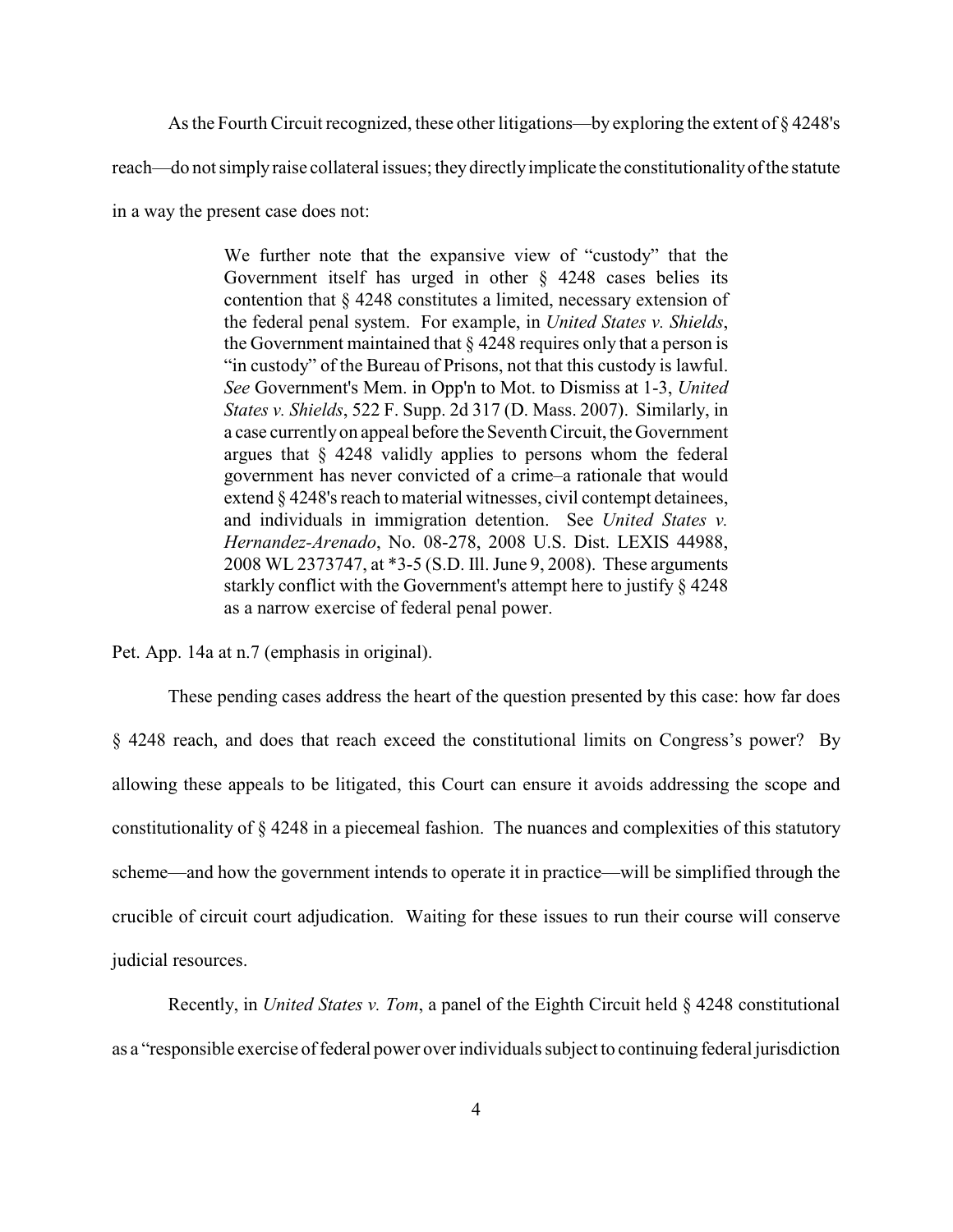As the Fourth Circuit recognized, these other litigations—by exploring the extent of § 4248's reach—do not simply raise collateral issues; they directly implicate the constitutionality of the statute in a way the present case does not:

> We further note that the expansive view of "custody" that the Government itself has urged in other § 4248 cases belies its contention that § 4248 constitutes a limited, necessary extension of the federal penal system. For example, in *United States v. Shields*, the Government maintained that § 4248 requires only that a person is "in custody" of the Bureau of Prisons, not that this custody is lawful. *See* Government's Mem. in Opp'n to Mot. to Dismiss at 1-3, *United States v. Shields*, 522 F. Supp. 2d 317 (D. Mass. 2007). Similarly, in a case currently on appeal before the Seventh Circuit, the Government argues that § 4248 validly applies to persons whom the federal government has never convicted of a crime–a rationale that would extend § 4248's reach to material witnesses, civil contempt detainees, and individuals in immigration detention. See *United States v. Hernandez-Arenado*, No. 08-278, 2008 U.S. Dist. LEXIS 44988, 2008 WL 2373747, at *3-5 (S.D. Ill. June 9, 2008). These arguments starkly conflict with the Government's attempt here to justify § 4248 as a narrow exercise of federal penal power.

Pet. App. 14a at n.7 (emphasis in original).

These pending cases address the heart of the question presented by this case: how far does § 4248 reach, and does that reach exceed the constitutional limits on Congress's power? By allowing these appeals to be litigated, this Court can ensure it avoids addressing the scope and constitutionality of § 4248 in a piecemeal fashion. The nuances and complexities of this statutory scheme—and how the government intends to operate it in practice—will be simplified through the crucible of circuit court adjudication. Waiting for these issues to run their course will conserve judicial resources.

Recently, in *United States v. Tom*, a panel of the Eighth Circuit held § 4248 constitutional as a "responsible exercise of federal power over individuals subject to continuing federal jurisdiction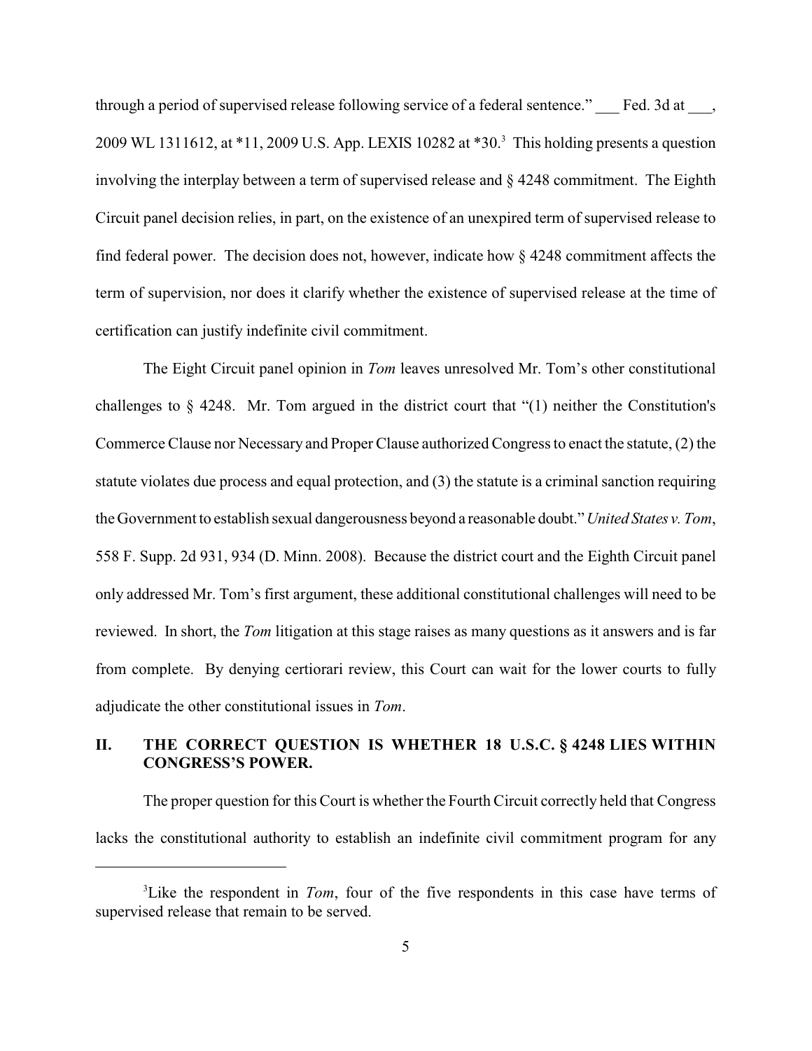through a period of supervised release following service of a federal sentence." ___ Fed. 3d at ___, 2009 WL 1311612, at *11, 2009 U.S. App. LEXIS 10282 at *30.[3] This holding presents a question involving the interplay between a term of supervised release and § 4248 commitment. The Eighth Circuit panel decision relies, in part, on the existence of an unexpired term of supervised release to find federal power. The decision does not, however, indicate how § 4248 commitment affects the term of supervision, nor does it clarify whether the existence of supervised release at the time of certification can justify indefinite civil commitment.

The Eight Circuit panel opinion in *Tom* leaves unresolved Mr. Tom's other constitutional challenges to § 4248. Mr. Tom argued in the district court that "(1) neither the Constitution's Commerce Clause nor Necessary and Proper Clause authorized Congress to enact the statute, (2) the statute violates due process and equal protection, and (3) the statute is a criminal sanction requiring the Government to establish sexual dangerousness beyond a reasonable doubt." *United States v. Tom*, 558 F. Supp. 2d 931, 934 (D. Minn. 2008). Because the district court and the Eighth Circuit panel only addressed Mr. Tom's first argument, these additional constitutional challenges will need to be reviewed. In short, the *Tom* litigation at this stage raises as many questions as it answers and is far from complete. By denying certiorari review, this Court can wait for the lower courts to fully adjudicate the other constitutional issues in *Tom*.

## II. THE CORRECT QUESTION IS WHETHER 18 U.S.C. § 4248 LIES WITHIN CONGRESS'S POWER.

The proper question for this Court is whether the Fourth Circuit correctly held that Congress lacks the constitutional authority to establish an indefinite civil commitment program for any

---

[3] Like the respondent in *Tom*, four of the five respondents in this case have terms of supervised release that remain to be served.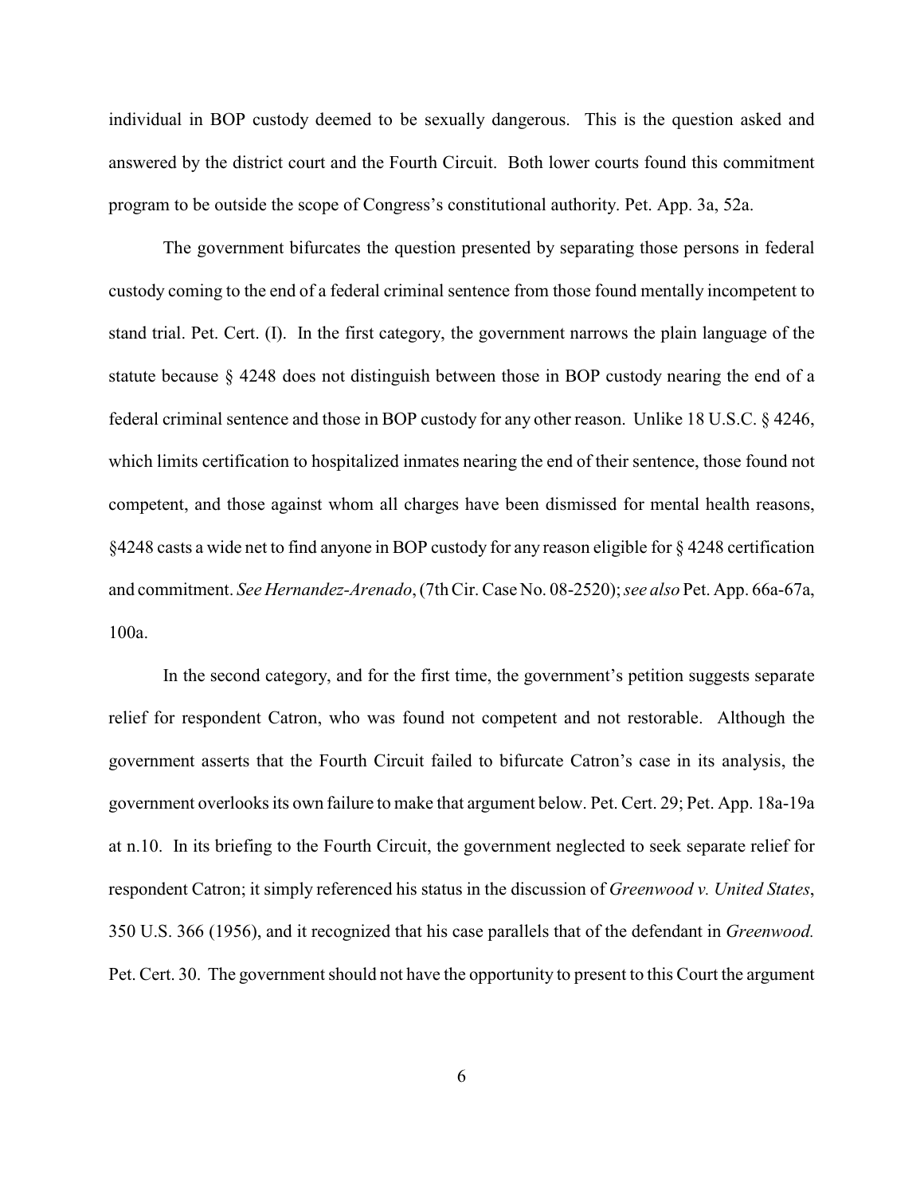individual in BOP custody deemed to be sexually dangerous. This is the question asked and answered by the district court and the Fourth Circuit. Both lower courts found this commitment program to be outside the scope of Congress's constitutional authority. Pet. App. 3a, 52a.

The government bifurcates the question presented by separating those persons in federal custody coming to the end of a federal criminal sentence from those found mentally incompetent to stand trial. Pet. Cert. (I). In the first category, the government narrows the plain language of the statute because § 4248 does not distinguish between those in BOP custody nearing the end of a federal criminal sentence and those in BOP custody for any other reason. Unlike 18 U.S.C. § 4246, which limits certification to hospitalized inmates nearing the end of their sentence, those found not competent, and those against whom all charges have been dismissed for mental health reasons, §4248 casts a wide net to find anyone in BOP custody for any reason eligible for § 4248 certification and commitment. *See Hernandez-Arenado*, (7th Cir. Case No. 08-2520); *see also* Pet. App. 66a-67a, 100a.

In the second category, and for the first time, the government's petition suggests separate relief for respondent Catron, who was found not competent and not restorable. Although the government asserts that the Fourth Circuit failed to bifurcate Catron's case in its analysis, the government overlooks its own failure to make that argument below. Pet. Cert. 29; Pet. App. 18a-19a at n.10. In its briefing to the Fourth Circuit, the government neglected to seek separate relief for respondent Catron; it simply referenced his status in the discussion of *Greenwood v. United States*, 350 U.S. 366 (1956), and it recognized that his case parallels that of the defendant in *Greenwood.* Pet. Cert. 30. The government should not have the opportunity to present to this Court the argument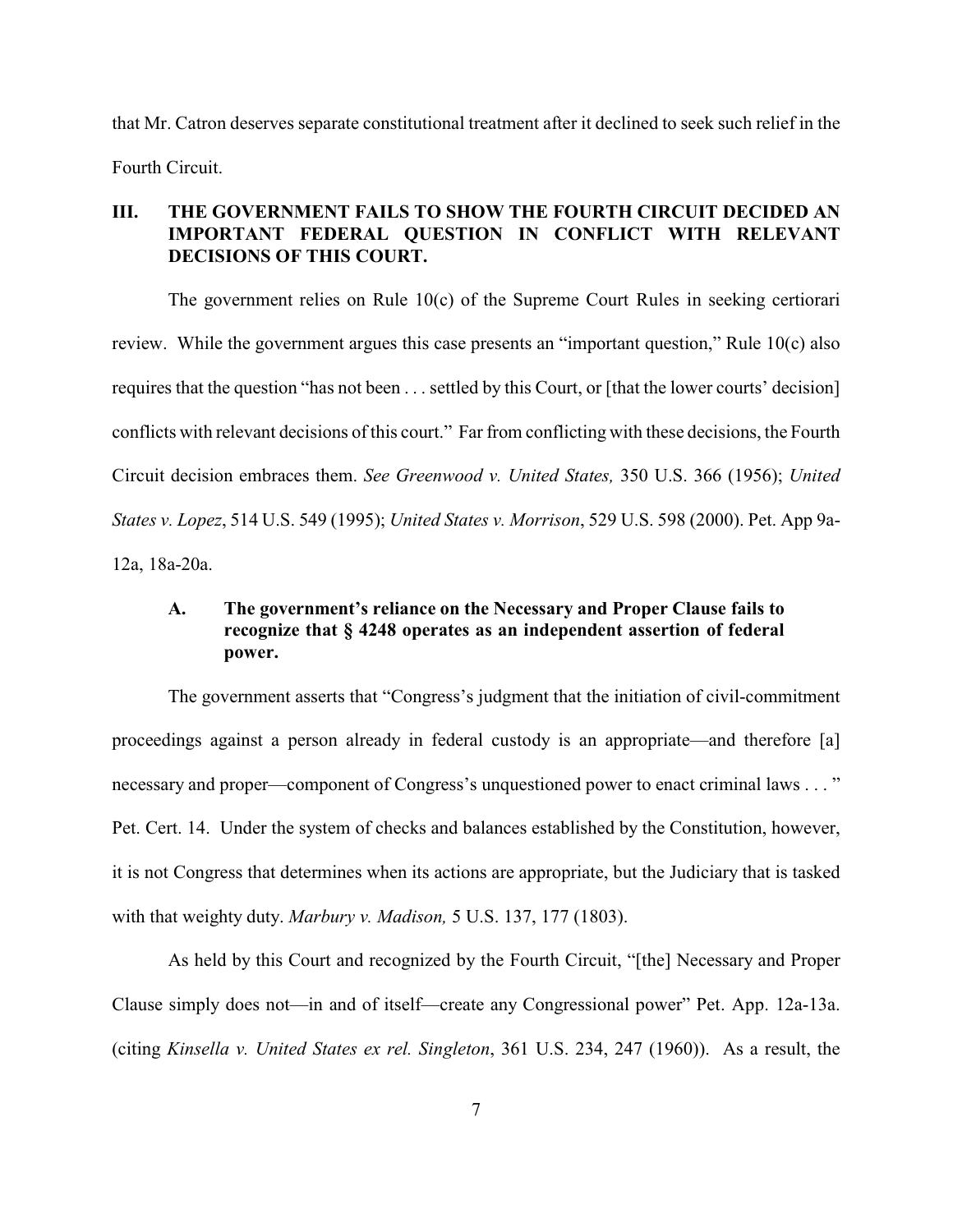that Mr. Catron deserves separate constitutional treatment after it declined to seek such relief in the Fourth Circuit.

## III. THE GOVERNMENT FAILS TO SHOW THE FOURTH CIRCUIT DECIDED AN IMPORTANT FEDERAL QUESTION IN CONFLICT WITH RELEVANT DECISIONS OF THIS COURT.

The government relies on Rule 10(c) of the Supreme Court Rules in seeking certiorari review. While the government argues this case presents an "important question," Rule 10(c) also requires that the question "has not been . . . settled by this Court, or [that the lower courts' decision] conflicts with relevant decisions of this court." Far from conflicting with these decisions, the Fourth Circuit decision embraces them. *See Greenwood v. United States,* 350 U.S. 366 (1956); *United States v. Lopez*, 514 U.S. 549 (1995); *United States v. Morrison*, 529 U.S. 598 (2000). Pet. App 9a-12a, 18a-20a.

### A. The government's reliance on the Necessary and Proper Clause fails to recognize that § 4248 operates as an independent assertion of federal power.

The government asserts that "Congress's judgment that the initiation of civil-commitment proceedings against a person already in federal custody is an appropriate—and therefore [a] necessary and proper—component of Congress's unquestioned power to enact criminal laws . . . " Pet. Cert. 14. Under the system of checks and balances established by the Constitution, however, it is not Congress that determines when its actions are appropriate, but the Judiciary that is tasked with that weighty duty. *Marbury v. Madison,* 5 U.S. 137, 177 (1803).

As held by this Court and recognized by the Fourth Circuit, "[the] Necessary and Proper Clause simply does not—in and of itself—create any Congressional power" Pet. App. 12a-13a. (citing *Kinsella v. United States ex rel. Singleton*, 361 U.S. 234, 247 (1960)). As a result, the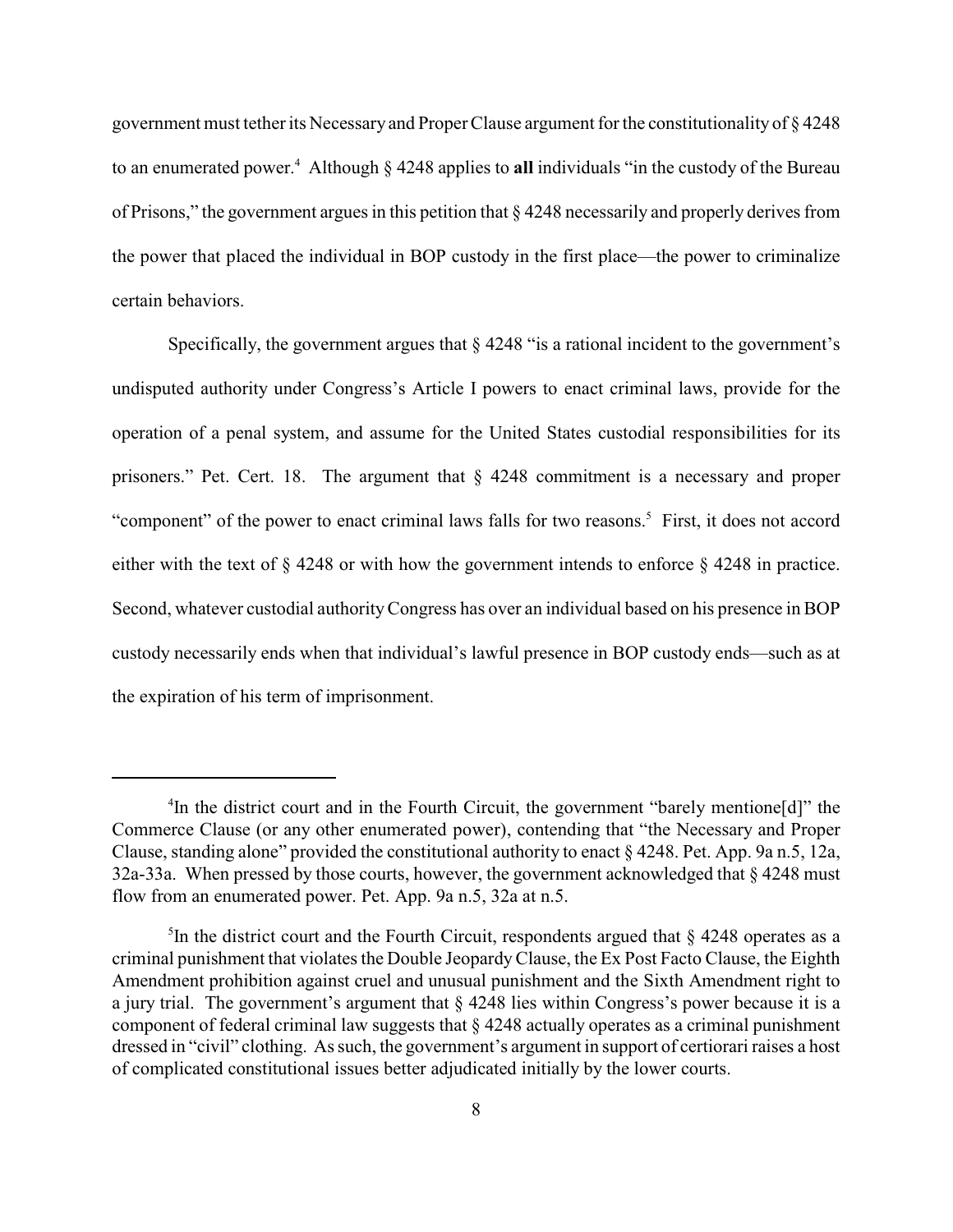government must tether its Necessary and Proper Clause argument for the constitutionality of § 4248 to an enumerated power.[4] Although § 4248 applies to **all** individuals "in the custody of the Bureau of Prisons," the government argues in this petition that § 4248 necessarily and properly derives from the power that placed the individual in BOP custody in the first place—the power to criminalize certain behaviors.

Specifically, the government argues that § 4248 "is a rational incident to the government's undisputed authority under Congress's Article I powers to enact criminal laws, provide for the operation of a penal system, and assume for the United States custodial responsibilities for its prisoners." Pet. Cert. 18. The argument that § 4248 commitment is a necessary and proper "component" of the power to enact criminal laws falls for two reasons.[5] First, it does not accord either with the text of § 4248 or with how the government intends to enforce § 4248 in practice. Second, whatever custodial authority Congress has over an individual based on his presence in BOP custody necessarily ends when that individual's lawful presence in BOP custody ends—such as at the expiration of his term of imprisonment.

---

[4] In the district court and in the Fourth Circuit, the government "barely mentione[d]" the Commerce Clause (or any other enumerated power), contending that "the Necessary and Proper Clause, standing alone" provided the constitutional authority to enact § 4248. Pet. App. 9a n.5, 12a, 32a-33a. When pressed by those courts, however, the government acknowledged that § 4248 must flow from an enumerated power. Pet. App. 9a n.5, 32a at n.5.

[5] In the district court and the Fourth Circuit, respondents argued that § 4248 operates as a criminal punishment that violates the Double Jeopardy Clause, the Ex Post Facto Clause, the Eighth Amendment prohibition against cruel and unusual punishment and the Sixth Amendment right to a jury trial. The government's argument that § 4248 lies within Congress's power because it is a component of federal criminal law suggests that § 4248 actually operates as a criminal punishment dressed in "civil" clothing. As such, the government's argument in support of certiorari raises a host of complicated constitutional issues better adjudicated initially by the lower courts.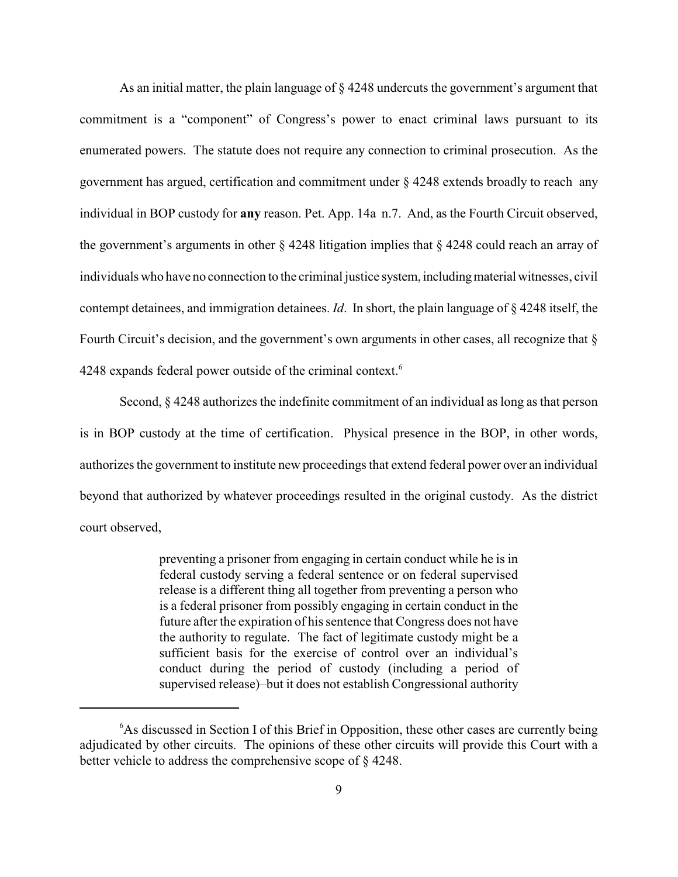As an initial matter, the plain language of § 4248 undercuts the government's argument that commitment is a "component" of Congress's power to enact criminal laws pursuant to its enumerated powers. The statute does not require any connection to criminal prosecution. As the government has argued, certification and commitment under § 4248 extends broadly to reach any individual in BOP custody for **any** reason. Pet. App. 14a n.7. And, as the Fourth Circuit observed, the government's arguments in other § 4248 litigation implies that § 4248 could reach an array of individuals who have no connection to the criminal justice system, including material witnesses, civil contempt detainees, and immigration detainees. *Id*. In short, the plain language of § 4248 itself, the Fourth Circuit's decision, and the government's own arguments in other cases, all recognize that § 4248 expands federal power outside of the criminal context.[6]

Second, § 4248 authorizes the indefinite commitment of an individual as long as that person is in BOP custody at the time of certification. Physical presence in the BOP, in other words, authorizes the government to institute new proceedings that extend federal power over an individual beyond that authorized by whatever proceedings resulted in the original custody. As the district court observed,

> preventing a prisoner from engaging in certain conduct while he is in federal custody serving a federal sentence or on federal supervised release is a different thing all together from preventing a person who is a federal prisoner from possibly engaging in certain conduct in the future after the expiration of his sentence that Congress does not have the authority to regulate. The fact of legitimate custody might be a sufficient basis for the exercise of control over an individual's conduct during the period of custody (including a period of supervised release)–but it does not establish Congressional authority

[6]As discussed in Section I of this Brief in Opposition, these other cases are currently being adjudicated by other circuits. The opinions of these other circuits will provide this Court with a better vehicle to address the comprehensive scope of § 4248.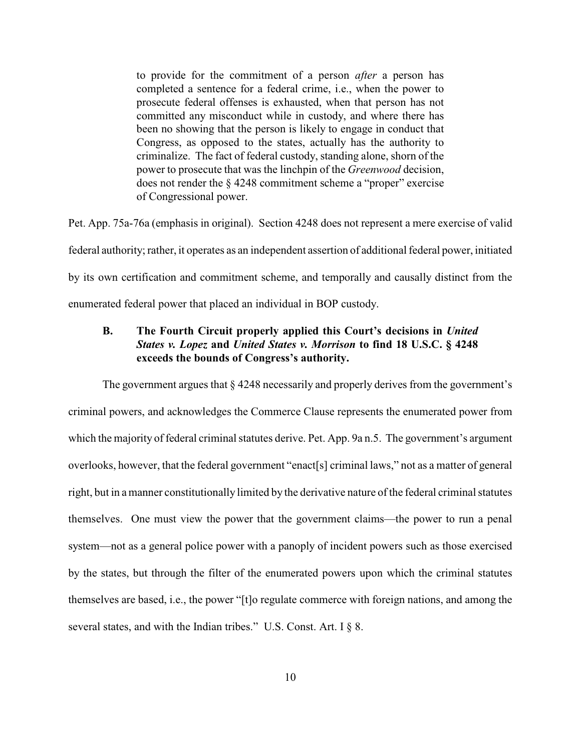> to provide for the commitment of a person *after* a person has completed a sentence for a federal crime, i.e., when the power to prosecute federal offenses is exhausted, when that person has not committed any misconduct while in custody, and where there has been no showing that the person is likely to engage in conduct that Congress, as opposed to the states, actually has the authority to criminalize. The fact of federal custody, standing alone, shorn of the power to prosecute that was the linchpin of the *Greenwood* decision, does not render the § 4248 commitment scheme a "proper" exercise of Congressional power.

Pet. App. 75a-76a (emphasis in original). Section 4248 does not represent a mere exercise of valid federal authority; rather, it operates as an independent assertion of additional federal power, initiated by its own certification and commitment scheme, and temporally and causally distinct from the enumerated federal power that placed an individual in BOP custody.

### B. The Fourth Circuit properly applied this Court's decisions in *United States v. Lopez* and *United States v. Morrison* to find 18 U.S.C. § 4248 exceeds the bounds of Congress's authority.

The government argues that § 4248 necessarily and properly derives from the government's criminal powers, and acknowledges the Commerce Clause represents the enumerated power from which the majority of federal criminal statutes derive. Pet. App. 9a n.5. The government's argument overlooks, however, that the federal government "enact[s] criminal laws," not as a matter of general right, but in a manner constitutionally limited by the derivative nature of the federal criminal statutes themselves. One must view the power that the government claims—the power to run a penal system—not as a general police power with a panoply of incident powers such as those exercised by the states, but through the filter of the enumerated powers upon which the criminal statutes themselves are based, i.e., the power "[t]o regulate commerce with foreign nations, and among the several states, and with the Indian tribes." U.S. Const. Art. I § 8.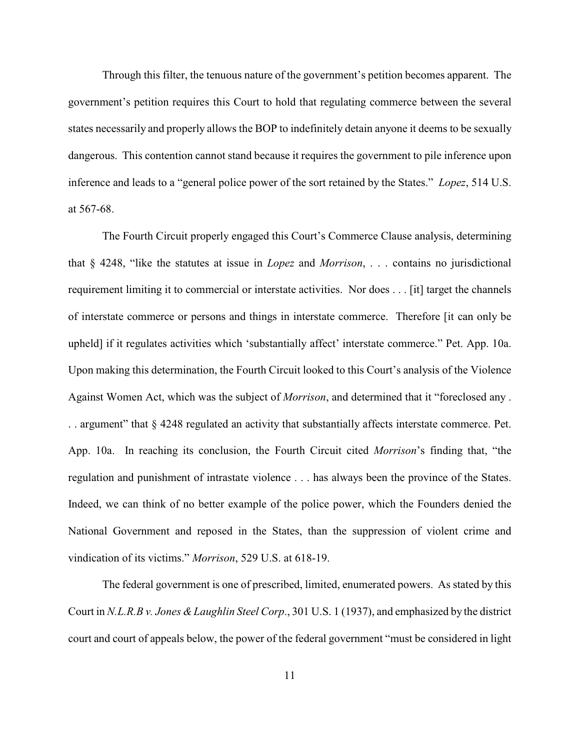Through this filter, the tenuous nature of the government's petition becomes apparent. The government's petition requires this Court to hold that regulating commerce between the several states necessarily and properly allows the BOP to indefinitely detain anyone it deems to be sexually dangerous. This contention cannot stand because it requires the government to pile inference upon inference and leads to a "general police power of the sort retained by the States." *Lopez*, 514 U.S. at 567-68.

The Fourth Circuit properly engaged this Court's Commerce Clause analysis, determining that § 4248, "like the statutes at issue in *Lopez* and *Morrison*, . . . contains no jurisdictional requirement limiting it to commercial or interstate activities. Nor does . . . [it] target the channels of interstate commerce or persons and things in interstate commerce. Therefore [it can only be upheld] if it regulates activities which 'substantially affect' interstate commerce." Pet. App. 10a. Upon making this determination, the Fourth Circuit looked to this Court's analysis of the Violence Against Women Act, which was the subject of *Morrison*, and determined that it "foreclosed any . . . argument" that § 4248 regulated an activity that substantially affects interstate commerce. Pet. App. 10a. In reaching its conclusion, the Fourth Circuit cited *Morrison*'s finding that, "the regulation and punishment of intrastate violence . . . has always been the province of the States. Indeed, we can think of no better example of the police power, which the Founders denied the National Government and reposed in the States, than the suppression of violent crime and vindication of its victims." *Morrison*, 529 U.S. at 618-19.

The federal government is one of prescribed, limited, enumerated powers. As stated by this Court in *N.L.R.B v. Jones & Laughlin Steel Corp*., 301 U.S. 1 (1937), and emphasized by the district court and court of appeals below, the power of the federal government "must be considered in light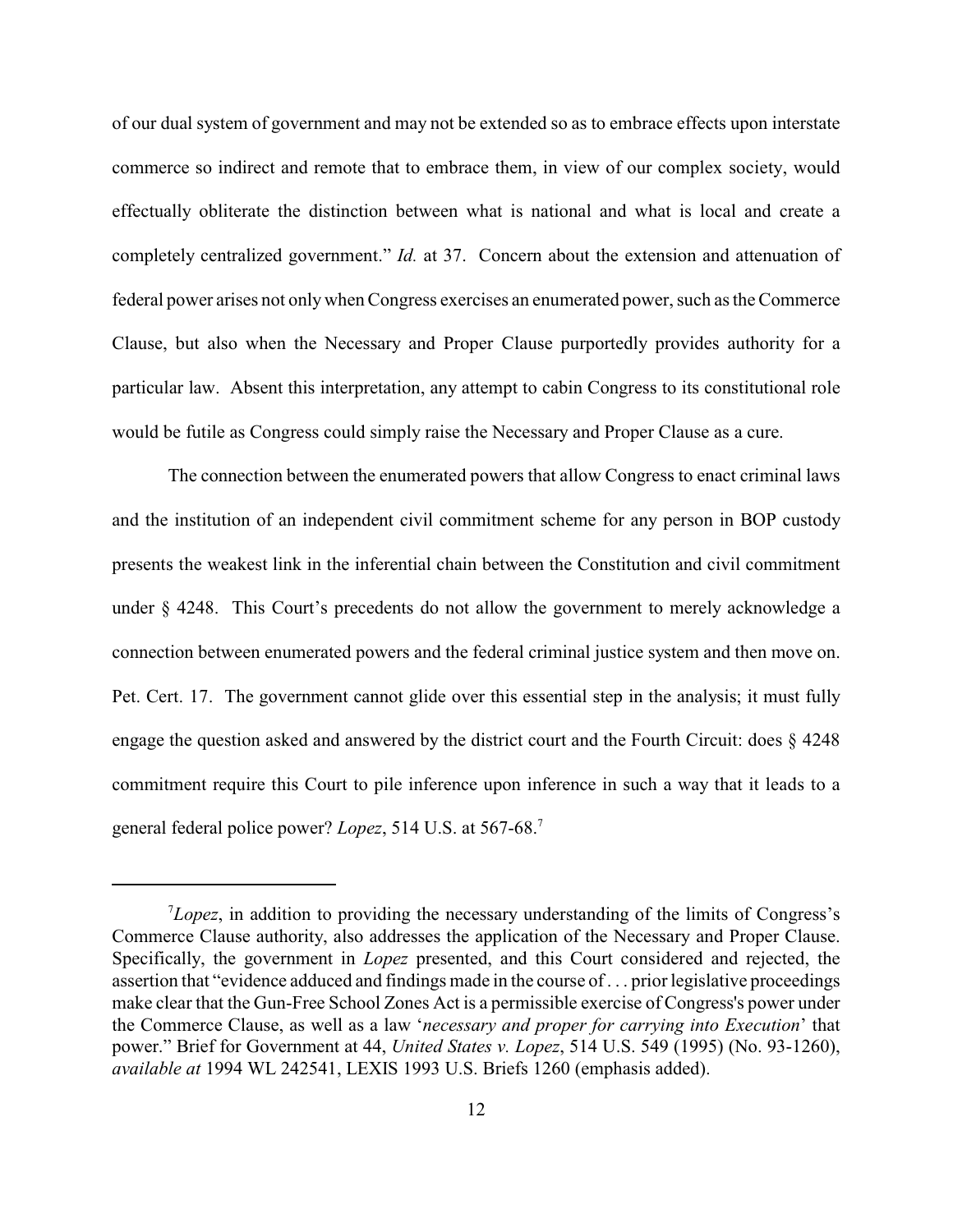of our dual system of government and may not be extended so as to embrace effects upon interstate commerce so indirect and remote that to embrace them, in view of our complex society, would effectually obliterate the distinction between what is national and what is local and create a completely centralized government." *Id.* at 37. Concern about the extension and attenuation of federal power arises not only when Congress exercises an enumerated power, such as the Commerce Clause, but also when the Necessary and Proper Clause purportedly provides authority for a particular law. Absent this interpretation, any attempt to cabin Congress to its constitutional role would be futile as Congress could simply raise the Necessary and Proper Clause as a cure.

The connection between the enumerated powers that allow Congress to enact criminal laws and the institution of an independent civil commitment scheme for any person in BOP custody presents the weakest link in the inferential chain between the Constitution and civil commitment under § 4248. This Court's precedents do not allow the government to merely acknowledge a connection between enumerated powers and the federal criminal justice system and then move on. Pet. Cert. 17. The government cannot glide over this essential step in the analysis; it must fully engage the question asked and answered by the district court and the Fourth Circuit: does § 4248 commitment require this Court to pile inference upon inference in such a way that it leads to a general federal police power? *Lopez*, 514 U.S. at 567-68.[7]

---

[7]*Lopez*, in addition to providing the necessary understanding of the limits of Congress's Commerce Clause authority, also addresses the application of the Necessary and Proper Clause. Specifically, the government in *Lopez* presented, and this Court considered and rejected, the assertion that "evidence adduced and findings made in the course of . . . prior legislative proceedings make clear that the Gun-Free School Zones Act is a permissible exercise of Congress's power under the Commerce Clause, as well as a law '*necessary and proper for carrying into Execution*' that power." Brief for Government at 44, *United States v. Lopez*, 514 U.S. 549 (1995) (No. 93-1260), *available at* 1994 WL 242541, LEXIS 1993 U.S. Briefs 1260 (emphasis added).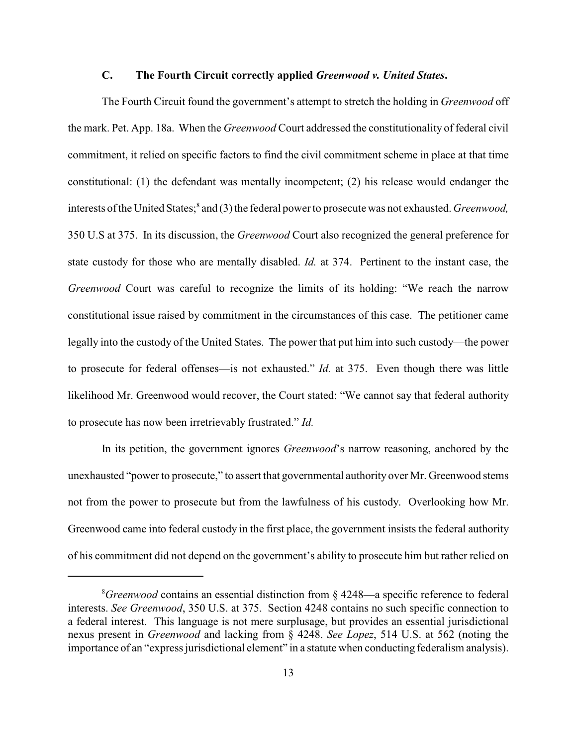### C. The Fourth Circuit correctly applied *Greenwood v. United States*.

The Fourth Circuit found the government's attempt to stretch the holding in *Greenwood* off the mark. Pet. App. 18a. When the *Greenwood* Court addressed the constitutionality of federal civil commitment, it relied on specific factors to find the civil commitment scheme in place at that time constitutional: (1) the defendant was mentally incompetent; (2) his release would endanger the interests of the United States;[8] and (3) the federal power to prosecute was not exhausted. *Greenwood,* 350 U.S at 375. In its discussion, the *Greenwood* Court also recognized the general preference for state custody for those who are mentally disabled. *Id.* at 374. Pertinent to the instant case, the *Greenwood* Court was careful to recognize the limits of its holding: "We reach the narrow constitutional issue raised by commitment in the circumstances of this case. The petitioner came legally into the custody of the United States. The power that put him into such custody—the power to prosecute for federal offenses—is not exhausted." *Id.* at 375. Even though there was little likelihood Mr. Greenwood would recover, the Court stated: "We cannot say that federal authority to prosecute has now been irretrievably frustrated." *Id.*

In its petition, the government ignores *Greenwood*'s narrow reasoning, anchored by the unexhausted "power to prosecute," to assert that governmental authority over Mr. Greenwood stems not from the power to prosecute but from the lawfulness of his custody. Overlooking how Mr. Greenwood came into federal custody in the first place, the government insists the federal authority of his commitment did not depend on the government's ability to prosecute him but rather relied on

---

[8]*Greenwood* contains an essential distinction from § 4248—a specific reference to federal interests. *See Greenwood*, 350 U.S. at 375. Section 4248 contains no such specific connection to a federal interest. This language is not mere surplusage, but provides an essential jurisdictional nexus present in *Greenwood* and lacking from § 4248. *See Lopez*, 514 U.S. at 562 (noting the importance of an "express jurisdictional element" in a statute when conducting federalism analysis).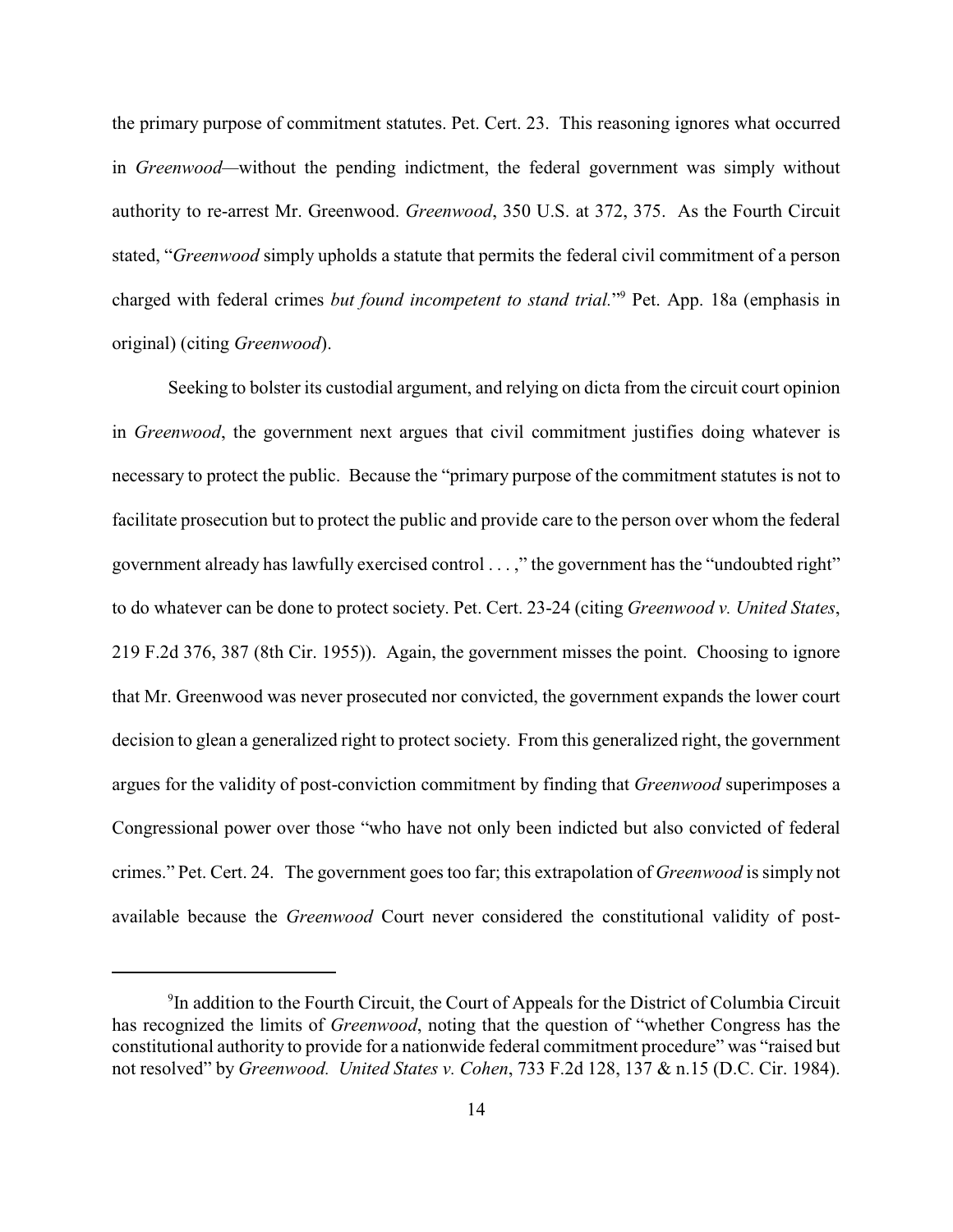the primary purpose of commitment statutes. Pet. Cert. 23. This reasoning ignores what occurred in *Greenwood*—without the pending indictment, the federal government was simply without authority to re-arrest Mr. Greenwood. *Greenwood*, 350 U.S. at 372, 375. As the Fourth Circuit stated, "*Greenwood* simply upholds a statute that permits the federal civil commitment of a person charged with federal crimes *but found incompetent to stand trial.*"[9] Pet. App. 18a (emphasis in original) (citing *Greenwood*).

Seeking to bolster its custodial argument, and relying on dicta from the circuit court opinion in *Greenwood*, the government next argues that civil commitment justifies doing whatever is necessary to protect the public. Because the "primary purpose of the commitment statutes is not to facilitate prosecution but to protect the public and provide care to the person over whom the federal government already has lawfully exercised control . . . ," the government has the "undoubted right" to do whatever can be done to protect society. Pet. Cert. 23-24 (citing *Greenwood v. United States*, 219 F.2d 376, 387 (8th Cir. 1955)). Again, the government misses the point. Choosing to ignore that Mr. Greenwood was never prosecuted nor convicted, the government expands the lower court decision to glean a generalized right to protect society. From this generalized right, the government argues for the validity of post-conviction commitment by finding that *Greenwood* superimposes a Congressional power over those "who have not only been indicted but also convicted of federal crimes." Pet. Cert. 24. The government goes too far; this extrapolation of *Greenwood* is simply not available because the *Greenwood* Court never considered the constitutional validity of post-

---

[9] In addition to the Fourth Circuit, the Court of Appeals for the District of Columbia Circuit has recognized the limits of *Greenwood*, noting that the question of "whether Congress has the constitutional authority to provide for a nationwide federal commitment procedure" was "raised but not resolved" by *Greenwood*. *United States v. Cohen*, 733 F.2d 128, 137 & n.15 (D.C. Cir. 1984).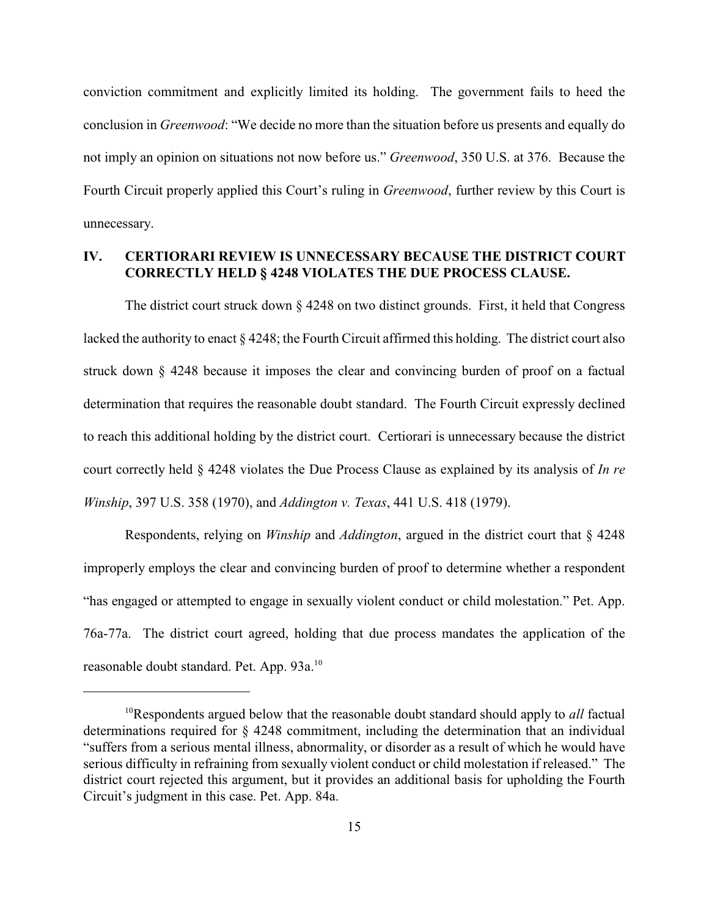conviction commitment and explicitly limited its holding. The government fails to heed the conclusion in *Greenwood*: "We decide no more than the situation before us presents and equally do not imply an opinion on situations not now before us." *Greenwood*, 350 U.S. at 376. Because the Fourth Circuit properly applied this Court's ruling in *Greenwood*, further review by this Court is unnecessary.

## IV. CERTIORARI REVIEW IS UNNECESSARY BECAUSE THE DISTRICT COURT CORRECTLY HELD § 4248 VIOLATES THE DUE PROCESS CLAUSE.

The district court struck down § 4248 on two distinct grounds. First, it held that Congress lacked the authority to enact § 4248; the Fourth Circuit affirmed this holding. The district court also struck down § 4248 because it imposes the clear and convincing burden of proof on a factual determination that requires the reasonable doubt standard. The Fourth Circuit expressly declined to reach this additional holding by the district court. Certiorari is unnecessary because the district court correctly held § 4248 violates the Due Process Clause as explained by its analysis of *In re Winship*, 397 U.S. 358 (1970), and *Addington v. Texas*, 441 U.S. 418 (1979).

Respondents, relying on *Winship* and *Addington*, argued in the district court that § 4248 improperly employs the clear and convincing burden of proof to determine whether a respondent "has engaged or attempted to engage in sexually violent conduct or child molestation." Pet. App. 76a-77a. The district court agreed, holding that due process mandates the application of the reasonable doubt standard. Pet. App. 93a.[10]

---

[10] Respondents argued below that the reasonable doubt standard should apply to *all* factual determinations required for § 4248 commitment, including the determination that an individual "suffers from a serious mental illness, abnormality, or disorder as a result of which he would have serious difficulty in refraining from sexually violent conduct or child molestation if released." The district court rejected this argument, but it provides an additional basis for upholding the Fourth Circuit's judgment in this case. Pet. App. 84a.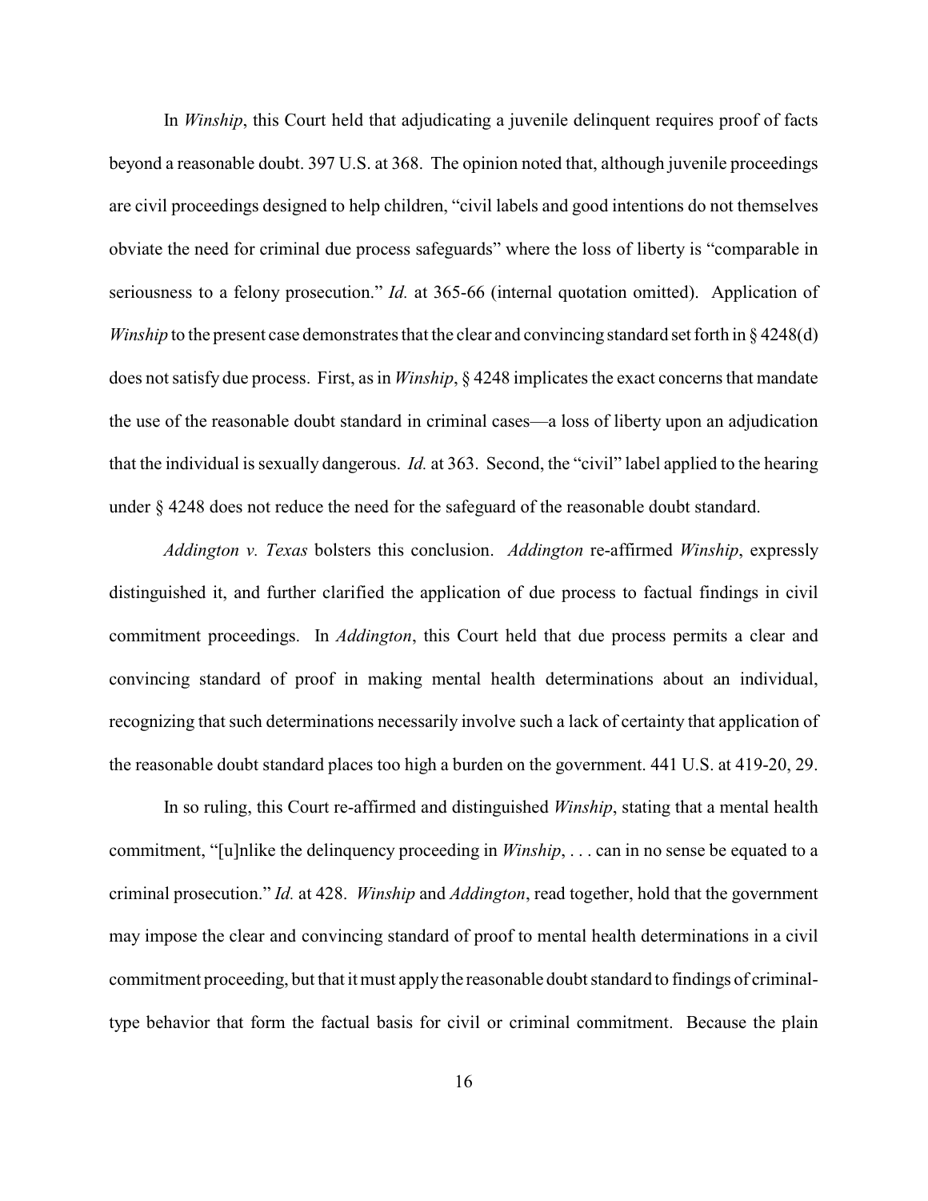In *Winship*, this Court held that adjudicating a juvenile delinquent requires proof of facts beyond a reasonable doubt. 397 U.S. at 368. The opinion noted that, although juvenile proceedings are civil proceedings designed to help children, "civil labels and good intentions do not themselves obviate the need for criminal due process safeguards" where the loss of liberty is "comparable in seriousness to a felony prosecution." *Id.* at 365-66 (internal quotation omitted). Application of *Winship* to the present case demonstrates that the clear and convincing standard set forth in § 4248(d) does not satisfy due process. First, as in *Winship*, § 4248 implicates the exact concerns that mandate the use of the reasonable doubt standard in criminal cases—a loss of liberty upon an adjudication that the individual is sexually dangerous. *Id.* at 363. Second, the "civil" label applied to the hearing under § 4248 does not reduce the need for the safeguard of the reasonable doubt standard.

*Addington v. Texas* bolsters this conclusion. *Addington* re-affirmed *Winship*, expressly distinguished it, and further clarified the application of due process to factual findings in civil commitment proceedings. In *Addington*, this Court held that due process permits a clear and convincing standard of proof in making mental health determinations about an individual, recognizing that such determinations necessarily involve such a lack of certainty that application of the reasonable doubt standard places too high a burden on the government. 441 U.S. at 419-20, 29.

In so ruling, this Court re-affirmed and distinguished *Winship*, stating that a mental health commitment, "[u]nlike the delinquency proceeding in *Winship*, . . . can in no sense be equated to a criminal prosecution." *Id.* at 428. *Winship* and *Addington*, read together, hold that the government may impose the clear and convincing standard of proof to mental health determinations in a civil commitment proceeding, but that it must apply the reasonable doubt standard to findings of criminal-type behavior that form the factual basis for civil or criminal commitment. Because the plain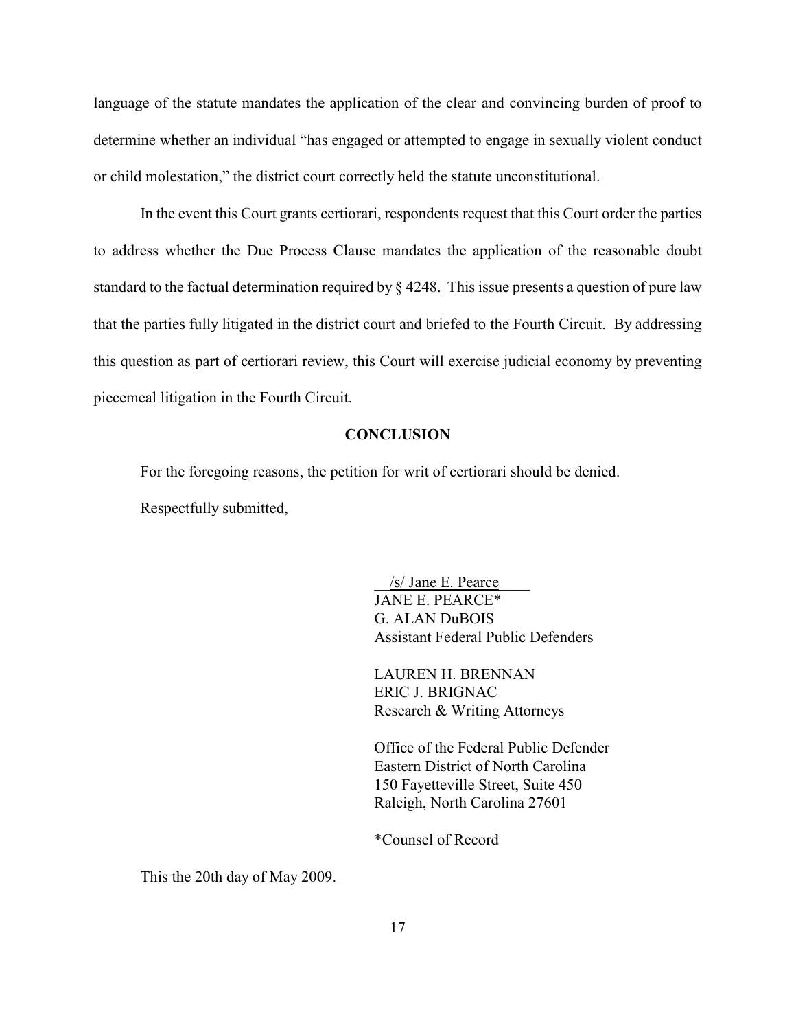language of the statute mandates the application of the clear and convincing burden of proof to determine whether an individual "has engaged or attempted to engage in sexually violent conduct or child molestation," the district court correctly held the statute unconstitutional.

In the event this Court grants certiorari, respondents request that this Court order the parties to address whether the Due Process Clause mandates the application of the reasonable doubt standard to the factual determination required by § 4248. This issue presents a question of pure law that the parties fully litigated in the district court and briefed to the Fourth Circuit. By addressing this question as part of certiorari review, this Court will exercise judicial economy by preventing piecemeal litigation in the Fourth Circuit.

## CONCLUSION

For the foregoing reasons, the petition for writ of certiorari should be denied.

Respectfully submitted,

/s/ Jane E. Pearce
JANE E. PEARCE*
G. ALAN DuBOIS
Assistant Federal Public Defenders

LAUREN H. BRENNAN
ERIC J. BRIGNAC
Research & Writing Attorneys

Office of the Federal Public Defender
Eastern District of North Carolina
150 Fayetteville Street, Suite 450
Raleigh, North Carolina 27601

*Counsel of Record

This the 20th day of May 2009.